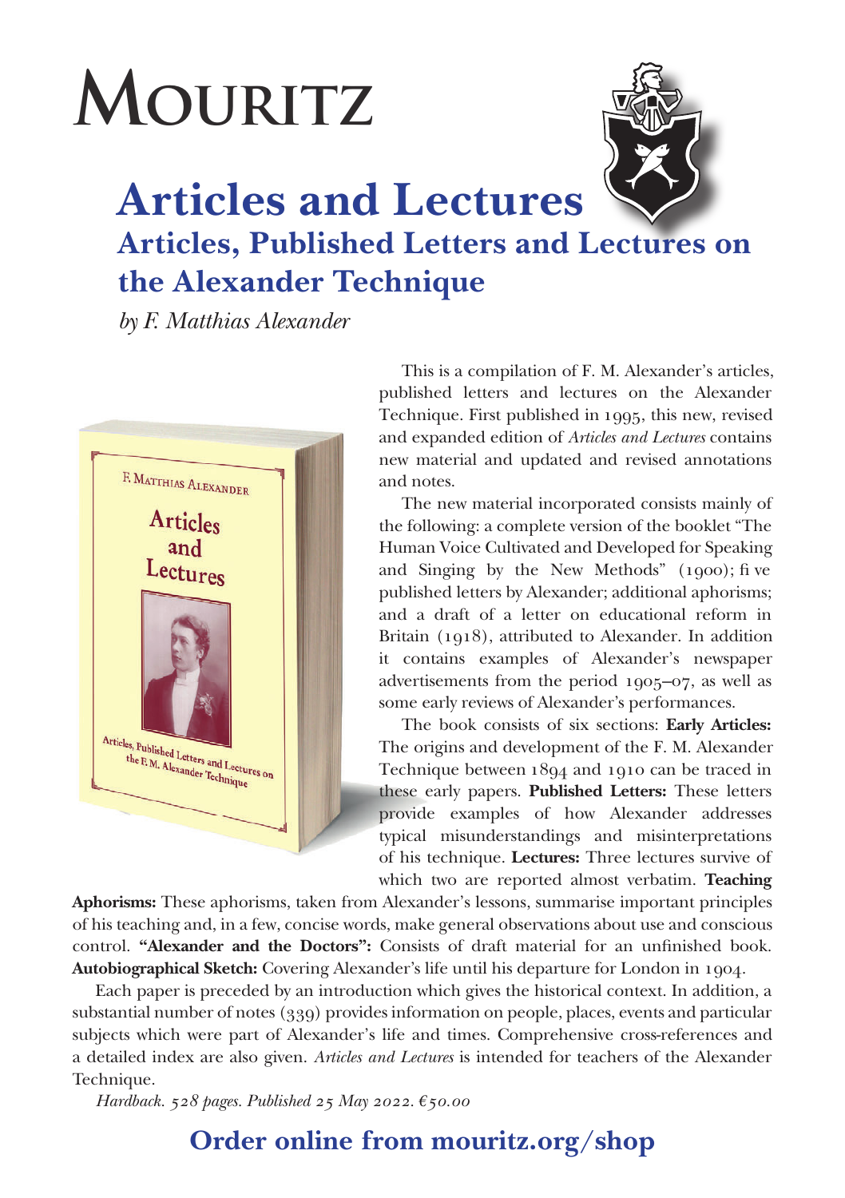# MOURITZ

## Articles and Lectures

### Articles, Published Letters and Lectures on the Alexander Technique

*by F. Matthias Alexander*

This is a compilation of F. M. Alexander's articles, published letters and lectures on the Alexander Technique. First published in 1995, this new, revised and expanded edition of *Articles and Lectures* contains new material and updated and revised annotations and notes.

The new material incorporated consists mainly of the following: a complete version of the booklet "The Human Voice Cultivated and Developed for Speaking and Singing by the New Methods" (1900); five published letters by Alexander; additional aphorisms; and a draft of a letter on educational reform in Britain (1918), attributed to Alexander. In addition it contains examples of Alexander's newspaper advertisements from the period 1905–07, as well as some early reviews of Alexander's performances.

The book consists of six sections: **Early Articles:** The origins and development of the F. M. Alexander Technique between 1894 and 1910 can be traced in these early papers. **Published Letters:** These letters provide examples of how Alexander addresses typical misunderstandings and misinterpretations of his technique. **Lectures:** Three lectures survive of which two are reported almost verbatim. **Teaching Aphorisms:** These aphorisms, taken from Alexander's lessons, summarise important principles of his teaching and, in a few, concise words, make general observations about use and conscious control. **"Alexander and the Doctors":** Consists of draft material for an unfinished book. **Autobiographical Sketch:** Covering Alexander's life until his departure for London in 1904.

Each paper is preceded by an introduction which gives the historical context. In addition, a substantial number of notes (339) provides information on people, places, events and particular subjects which were part of Alexander's life and times. Comprehensive cross-references and a detailed index are also given. *Articles and Lectures* is intended for teachers of the Alexander Technique.

*Hardback. 528 pages. Published 25 May 2022. €50.00*

## Order online from mouritz.org/shop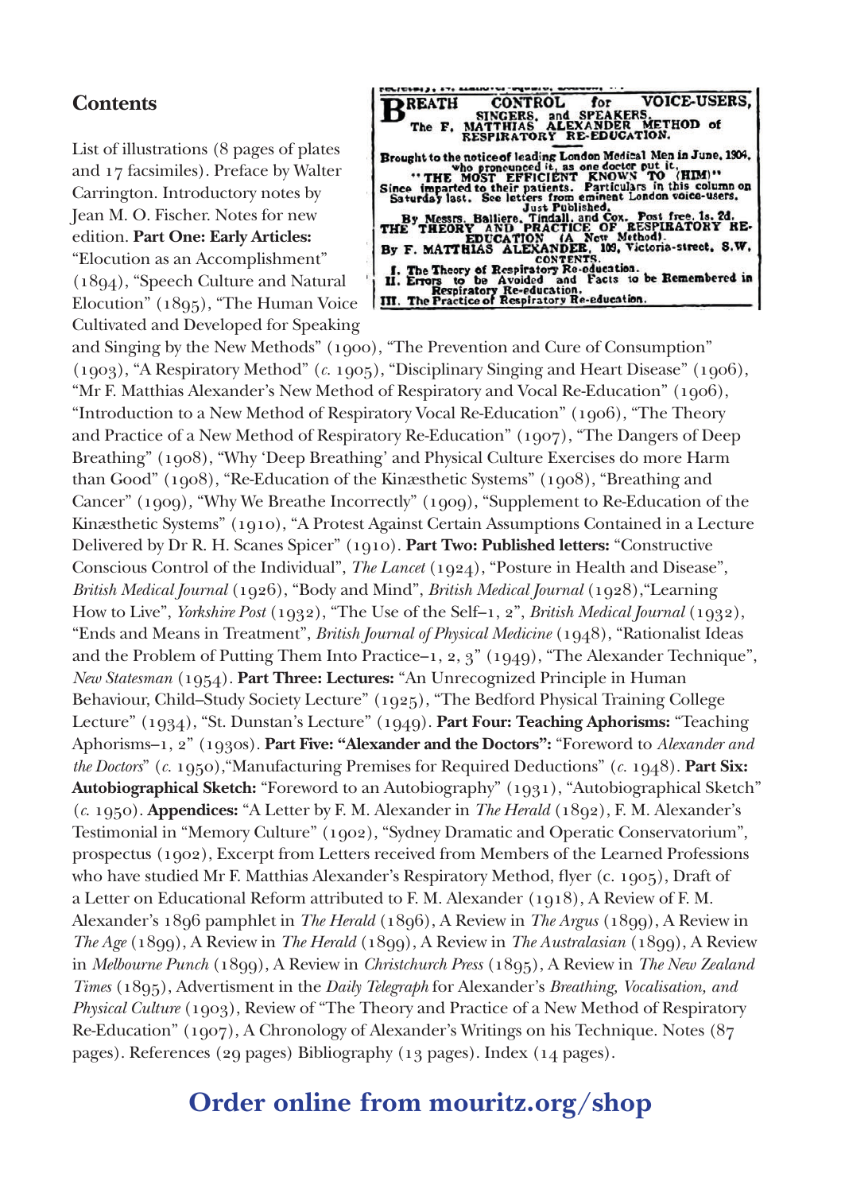## Contents

List of illustrations (8 pages of plates and 17 facsimiles). Preface by Walter Carrington. Introductory notes by Jean M. O. Fischer. Notes for new edition. **Part One: Early Articles:** "Elocution as an Accomplishment" (1894), "Speech Culture and Natural Elocution" (1895), "The Human Voice Cultivated and Developed for Speaking and Singing by the New Methods" (1900), "The Prevention and Cure of Consumption" (1903), "A Respiratory Method" (*c.* 1905), "Disciplinary Singing and Heart Disease" (1906), "Mr F. Matthias Alexander's New Method of Respiratory and Vocal Re-Education" (1906), "Introduction to a New Method of Respiratory Vocal Re-Education" (1906), "The Theory and Practice of a New Method of Respiratory Re-Education" (1907), "The Dangers of Deep Breathing" (1908), "Why 'Deep Breathing' and Physical Culture Exercises do more Harm than Good" (1908), "Re-Education of the Kinæsthetic Systems" (1908), "Breathing and Cancer" (1909), "Why We Breathe Incorrectly" (1909), "Supplement to Re-Education of the Kinæsthetic Systems" (1910), "A Protest Against Certain Assumptions Contained in a Lecture Delivered by Dr R. H. Scanes Spicer" (1910). **Part Two: Published letters:** "Constructive Conscious Control of the Individual", *The Lancet* (1924), "Posture in Health and Disease", *British Medical Journal* (1926), "Body and Mind", *British Medical Journal* (1928),"Learning How to Live", *Yorkshire Post* (1932), "The Use of the Self–1, 2", *British Medical Journal* (1932), "Ends and Means in Treatment", *British Journal of Physical Medicine* (1948), "Rationalist Ideas and the Problem of Putting Them Into Practice–1, 2, 3" (1949), "The Alexander Technique", *New Statesman* (1954). **Part Three: Lectures:** "An Unrecognized Principle in Human Behaviour, Child–Study Society Lecture" (1925), "The Bedford Physical Training College Lecture" (1934), "St. Dunstan's Lecture" (1949). **Part Four: Teaching Aphorisms:** "Teaching Aphorisms–1, 2" (1930s). **Part Five: "Alexander and the Doctors":** "Foreword to *Alexander and the Doctors*" (*c.* 1950),"Manufacturing Premises for Required Deductions" (*c.* 1948). **Part Six: Autobiographical Sketch:** "Foreword to an Autobiography" (1931), "Autobiographical Sketch" (*c.* 1950). **Appendices:** "A Letter by F. M. Alexander in *The Herald* (1892), F. M. Alexander's Testimonial in "Memory Culture" (1902), "Sydney Dramatic and Operatic Conservatorium", prospectus (1902), Excerpt from Letters received from Members of the Learned Professions who have studied Mr F. Matthias Alexander's Respiratory Method, flyer (c. 1905), Draft of a Letter on Educational Reform attributed to F. M. Alexander (1918), A Review of F. M. Alexander's 1896 pamphlet in *The Herald* (1896), A Review in *The Argus* (1899), A Review in *The Age* (1899), A Review in *The Herald* (1899), A Review in *The Australasian* (1899), A Review in *Melbourne Punch* (1899), A Review in *Christchurch Press* (1895), A Review in *The New Zealand Times* (1895), Advertisment in the *Daily Telegraph* for Alexander's *Breathing, Vocalisation, and Physical Culture* (1903), Review of "The Theory and Practice of a New Method of Respiratory Re-Education" (1907), A Chronology of Alexander's Writings on his Technique. Notes (87 pages). References (29 pages) Bibliography (13 pages). Index (14 pages).

BREATH CONTROL for VOICE-USERS, SINGERS, and SPEAKERS.
The F. MATTHIAS ALEXANDER METHOD of RESPIRATORY RE-EDUCATION.

Brought to the notice of leading London Medical Men in June, 1904, who pronounced it, as one doctor put it, "THE MOST EFFICIENT KNOWN TO (HIM)" Since imparted to their patients. Particulars in this column on Saturday last. See letters from eminent London voice-users.
Just Published.
By Messrs. Balliere, Tindall, and Cox. Post free, 1s. 2d.
THE THEORY AND PRACTICE OF RESPIRATORY RE-EDUCATION (A New Method).
By F. MATTHIAS ALEXANDER, 109, Victoria-street, S.W.
CONTENTS.
I. The Theory of Respiratory Re-education.
II. Errors to be Avoided and Facts to be Remembered in Respiratory Re-education.
III. The Practice of Respiratory Re-education.

## Order online from mouritz.org/shop